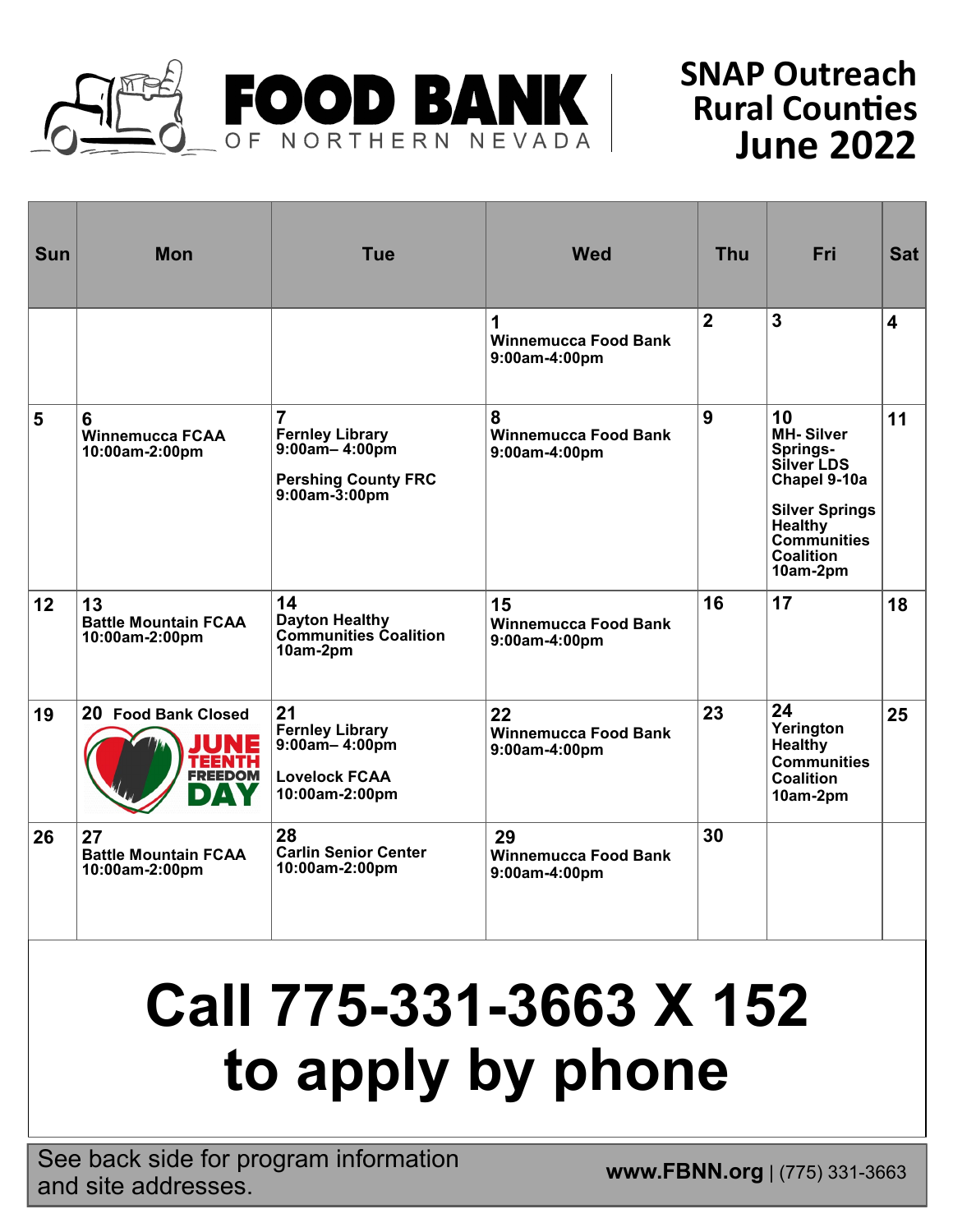# FOOD BANK OF NORTHERN NEVADA

## SNAP Outreach Rural Counties June 2022

| Sun | Mon | Tue | Wed | Thu | Fri | Sat |
|---|---|---|---|---|---|---|
| | | | **1** Winnemucca Food Bank 9:00am-4:00pm | **2** | **3** | **4** |
| **5** | **6** Winnemucca FCAA 10:00am-2:00pm | **7** Fernley Library 9:00am– 4:00pm<br><br>Pershing County FRC 9:00am-3:00pm | **8** Winnemucca Food Bank 9:00am-4:00pm | **9** | **10** MH- Silver Springs- Silver LDS Chapel 9-10a<br><br>Silver Springs Healthy Communities Coalition 10am-2pm | **11** |
| **12** | **13** Battle Mountain FCAA 10:00am-2:00pm | **14** Dayton Healthy Communities Coalition 10am-2pm | **15** Winnemucca Food Bank 9:00am-4:00pm | **16** | **17** | **18** |
| **19** | **20** Food Bank Closed<br>JUNETEENTH FREEDOM DAY | **21** Fernley Library 9:00am– 4:00pm<br><br>Lovelock FCAA 10:00am-2:00pm | **22** Winnemucca Food Bank 9:00am-4:00pm | **23** | **24** Yerington Healthy Communities Coalition 10am-2pm | **25** |
| **26** | **27** Battle Mountain FCAA 10:00am-2:00pm | **28** Carlin Senior Center 10:00am-2:00pm | **29** Winnemucca Food Bank 9:00am-4:00pm | **30** | | |

# Call 775-331-3663 X 152 to apply by phone

See back side for program information and site addresses.

**www.FBNN.org** | (775) 331-3663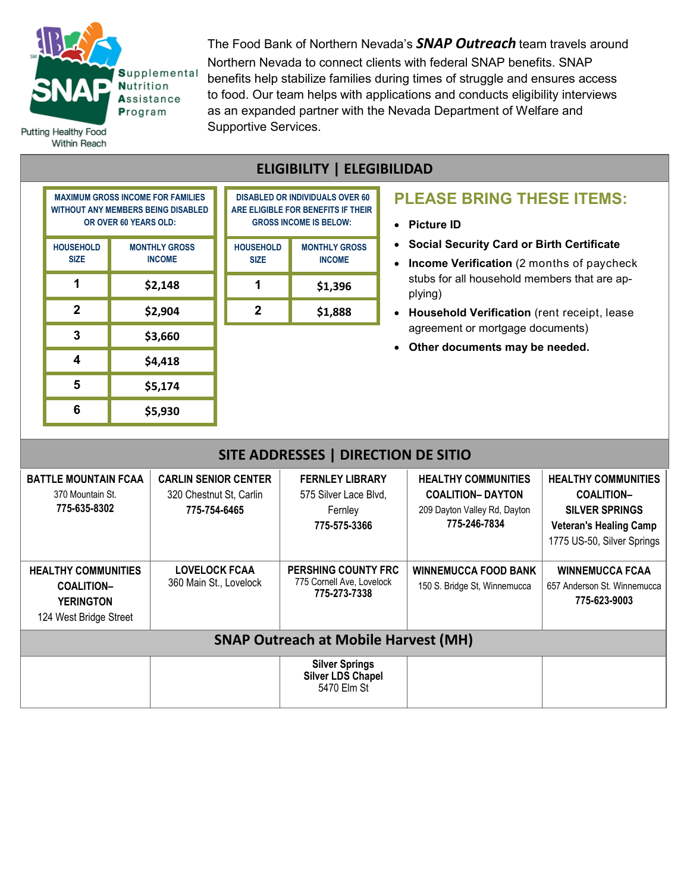Supplemental Nutrition Assistance Program

SNAP

Putting Healthy Food Within Reach

The Food Bank of Northern Nevada's ***SNAP Outreach*** team travels around Northern Nevada to connect clients with federal SNAP benefits. SNAP benefits help stabilize families during times of struggle and ensures access to food. Our team helps with applications and conducts eligibility interviews as an expanded partner with the Nevada Department of Welfare and Supportive Services.

## ELIGIBILITY | ELEGIBILIDAD

**MAXIMUM GROSS INCOME FOR FAMILIES WITHOUT ANY MEMBERS BEING DISABLED OR OVER 60 YEARS OLD:**

| HOUSEHOLD SIZE | MONTHLY GROSS INCOME |
|---|---|
| 1 | $2,148 |
| 2 | $2,904 |
| 3 | $3,660 |
| 4 | $4,418 |
| 5 | $5,174 |
| 6 | $5,930 |

**DISABLED OR INDIVIDUALS OVER 60 ARE ELIGIBLE FOR BENEFITS IF THEIR GROSS INCOME IS BELOW:**

| HOUSEHOLD SIZE | MONTHLY GROSS INCOME |
|---|---|
| 1 | $1,396 |
| 2 | $1,888 |

### PLEASE BRING THESE ITEMS:

- **Picture ID**
- **Social Security Card or Birth Certificate**
- **Income Verification** (2 months of paycheck stubs for all household members that are applying)
- **Household Verification** (rent receipt, lease agreement or mortgage documents)
- **Other documents may be needed.**

## SITE ADDRESSES | DIRECTION DE SITIO

| | | | | |
|---|---|---|---|---|
| **BATTLE MOUNTAIN FCAA**<br>370 Mountain St.<br>**775-635-8302** | **CARLIN SENIOR CENTER**<br>320 Chestnut St, Carlin<br>**775-754-6465** | **FERNLEY LIBRARY**<br>575 Silver Lace Blvd, Fernley<br>**775-575-3366** | **HEALTHY COMMUNITIES COALITION– DAYTON**<br>209 Dayton Valley Rd, Dayton<br>**775-246-7834** | **HEALTHY COMMUNITIES COALITION– SILVER SPRINGS**<br>**Veteran's Healing Camp**<br>1775 US-50, Silver Springs |
| **HEALTHY COMMUNITIES COALITION– YERINGTON**<br>124 West Bridge Street | **LOVELOCK FCAA**<br>360 Main St., Lovelock | **PERSHING COUNTY FRC**<br>775 Cornell Ave, Lovelock<br>**775-273-7338** | **WINNEMUCCA FOOD BANK**<br>150 S. Bridge St, Winnemucca | **WINNEMUCCA FCAA**<br>657 Anderson St. Winnemucca<br>**775-623-9003** |

## SNAP Outreach at Mobile Harvest (MH)

| | | | | |
|---|---|---|---|---|
| | | **Silver Springs**<br>**Silver LDS Chapel**<br>5470 Elm St | | |